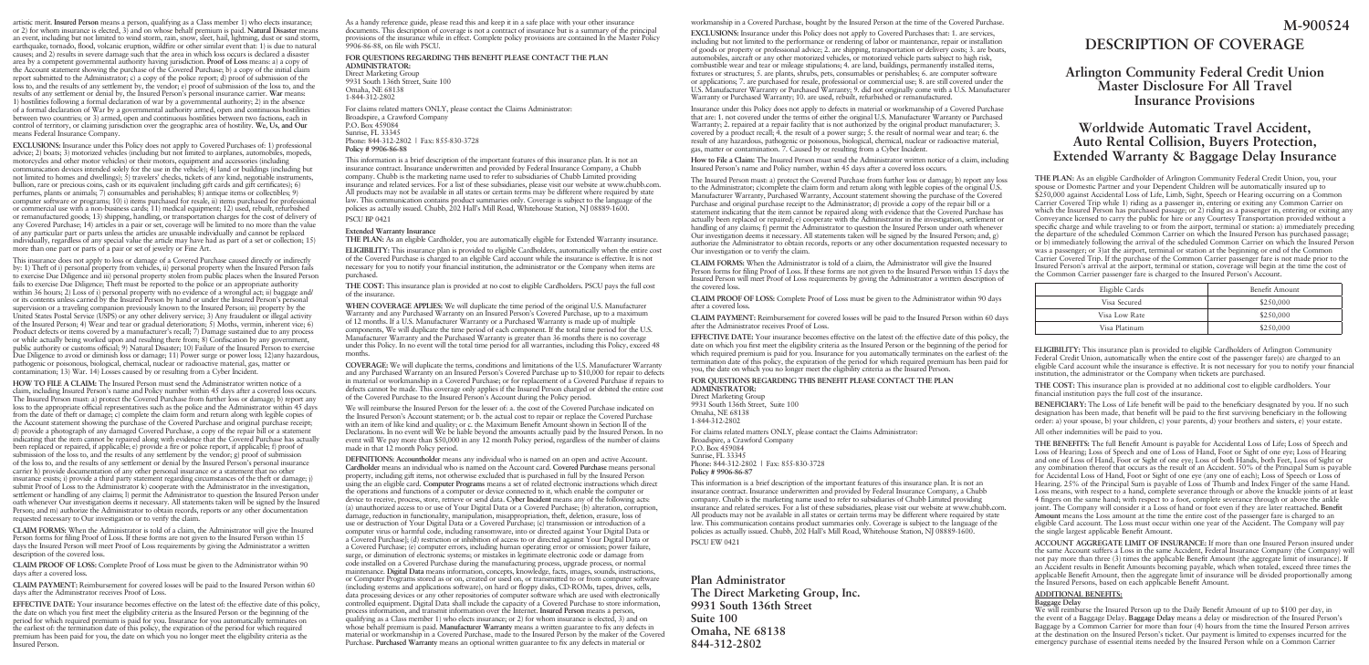artistic merit. **Insured Person** means a person, qualifying as a Class member 1) who elects insurance; or 2) for whom insurance is elected, 3) and on whose behalf premium is paid. **Natural Disaster** means an event, including but not limited to wind storm, rain, snow, sleet, hail, lightning, dust or sand storm, earthquake, tornado, flood, volcanic eruption, wildfire or other similar event that: 1) is due to natural causes; and 2) results in severe damage such that the area in which loss occurs is declared a disaster area by a competent governmental authority having jurisdiction. **Proof of Loss** means: a) a copy of the Account statement showing the purchase of the Covered Purchase; b) a copy of the initial claim report submitted to the Administrator; c) a copy of the police report; d) proof of submission of the loss to, and the results of any settlement by, the vendor; e) proof of submission of the loss to, and the results of any settlement or denial by, the Insured Person's personal insurance carrier. **War** means: 1) hostilities following a formal declaration of war by a governmental authority; 2) in the absence of a formal declaration of War by a governmental authority armed, open and continuous hostilities between two countries; or 3) armed, open and continuous hostilities between two factions, each in control of territory, or claiming jurisdiction over the geographic area of hostility. **We, Us, and Our** means Federal Insurance Company.

**EXCLUSIONS:** Insurance under this Policy does not apply to Covered Purchases of: 1) professional advice; 2) boats; 3) motorized vehicles (including but not limited to airplanes, automobiles, mopeds, motorcycles and other motor vehicles) or their motors, equipment and accessories (including communication devices intended solely for the use in the vehicle); 4) land or buildings (including but not limited to homes and dwellings); 5) travelers' checks, tickets of any kind, negotiable instruments, bullion, rare or precious coins, cash or its equivalent (including gift cards and gift certificates); 6) perfumes, plants or animals; 7) consumables and perishables; 8) antique items or collectibles; 9) computer software or programs; 10) i) items purchased for resale, ii) items purchased for professional or commercial use with a non-business cards; 11) medical equipment; 12) used, rebuilt, refurbished or remanufactured goods; 13) shipping, handling, or transportation charges for the cost of delivery of any Covered Purchase; 14) articles in a pair or set, coverage will be limited to no more than the value of any particular part or parts unless the articles are unusable individually and cannot be replaced individually, regardless of any special value the article may have had as part of a set or collection; 15) more than one part or parts of a pair or set of jewelry or Fine Art.

This insurance does not apply to loss or damage of a Covered Purchase caused directly or indirectly by: 1) Theft of: i) personal property from vehicles, ii) personal property when the Insured Person fails to exercise Due Diligence and iii) personal property stolen from public places when the Insured Person fails to exercise Due Diligence; Theft must be reported to the police or an appropriate authority within 36 hours; 2) Loss of i) personal property with no evidence of a wrongful act; ii) baggage and/or its contents unless carried by the Insured Person by hand or under the Insured Person's personal supervision or a traveling companion previously known to the Insured Person; iii) property by the United States Postal Service (USPS) or any other delivery service; 3) Any fraudulent or illegal activity of the Insured Person; 4) Wear and tear or gradual deterioration; 5) Moths, vermin, inherent vice; 6) Product defects or items covered by a manufacturer's recall; 7) Damage sustained due to any process or while actually being worked upon and resulting there from; 8) Confiscation by any government, public authority or customs official; 9) Natural Disaster; 10) Failure of the Insured Person to exercise Due Diligence to avoid or diminish loss or damage; 11) Power surge or power loss; 12)any hazardous, pathogenic or poisonous, biological, chemical, nuclear or radioactive material, gas, matter or contamination; 13) War. 14) Losses caused by or resulting from a Cyber Incident.

**HOW TO FILE A CLAIM:** The Insured Person must send the Administrator written notice of a claim, including Insured Person's name and Policy number within 45 days after a covered loss occurs. The Insured Person must: a) protect the Covered Purchase from further loss or damage; b) report any loss to the appropriate official representatives such as the police and the Administrator within 45 days from the date of theft or damage; c) complete the claim form and return along with legible copies of the Account statement showing the purchase of the Covered Purchase and original purchase receipt; d) provide a photograph of any damaged Covered Purchase, a copy of the repair bill or a statement indicating that the item cannot be repaired along with evidence that the Covered Purchase has actually been replaced or repaired, if applicable; e) provide a fire or police report, if applicable; f) proof of submission of the loss to, and the results of any settlement by the vendor; g) proof of submission of the loss to, and the results of any settlement or denial by the Insured Person's personal insurance carrier h) provide documentation of any other personal insurance or a statement that no other insurance exists; i) provide a third party statement regarding circumstances of the theft or damage; j) submit Proof of Loss to the Administrator k) cooperate with the Administrator in the investigation, settlement or handling of any claims; l) permit the Administrator to question the Insured Person under oath whenever Our investigation deems it necessary. All statements taken will be signed by the Insured Person; and m) authorize the Administrator to obtain records, reports or any other documentation requested necessary to Our investigation or to verify the claim.

**CLAIM FORMS:** When the Administrator is told of a claim, the Administrator will give the Insured Person forms for filing Proof of Loss. If these forms are not given to the Insured Person within 15 days the Insured Person will meet Proof of Loss requirements by giving the Administrator a written description of the covered loss.

**CLAIM PROOF OF LOSS:** Complete Proof of Loss must be given to the Administrator within 90 days after a covered loss.

**CLAIM PAYMENT:** Reimbursement for covered losses will be paid to the Insured Person within 60 days after the Administrator receives Proof of Loss.

**EFFECTIVE DATE:** Your insurance becomes effective on the latest of: the effective date of this policy, the date on which you first meet the eligibility criteria as the Insured Person or the beginning of the period for which required premium is paid for you. Insurance for you automatically terminates on the earliest of: the termination date of this policy, the expiration of the period for which required premium has been paid for you, the date on which you no longer meet the eligibility criteria as the Insured Person.

As a handy reference guide, please read this and keep it in a safe place with your other insurance documents. This description of coverage is not a contract of insurance but is a summary of the principal provisions of the insurance while in effect. Complete policy provisions are contained In the Master Policy 9906-86-88, on file with PSCU.

**FOR QUESTIONS REGARDING THIS BENEFIT PLEASE CONTACT THE PLAN ADMINISTRATOR:**
Direct Marketing Group
9931 South 136th Street, Suite 100
Omaha, NE 68138
1-844-312-2802

For claims related matters ONLY, please contact the Claims Administrator:
Broadspire, a Crawford Company
P.O. Box 459084
Sunrise, FL 33345
Phone: 844-312-2802 | Fax: 855-830-3728
**Policy # 9906-86-88**

This information is a brief description of the important features of this insurance plan. It is not an insurance contract. Insurance underwritten and provided by Federal Insurance Company, a Chubb company. Chubb is the marketing name used to refer to subsidiaries of Chubb Limited providing insurance and related services. For a list of these subsidiaries, please visit our website at www.chubb.com. All products may not be available in all states or certain terms may be different where required by state law. This communication contains product summaries only. Coverage is subject to the language of the policies as actually issued. Chubb, 202 Hall's Mill Road, Whitehouse Station, NJ 08889-1600.

PSCU BP 0421

**Extended Warranty Insurance**

**THE PLAN:** As an eligible Cardholder, you are automatically eligible for Extended Warranty insurance.

**ELIGIBILITY:** This insurance plan is provided to eligible Cardholders, automatically when the entire cost of the Covered Purchase is charged to an eligible Card account while the insurance is effective. It is not necessary for you to notify your financial institution, the administrator or the Company when items are purchased.

**THE COST:** This insurance plan is provided at no cost to eligible Cardholders. PSCU pays the full cost of the insurance.

**WHEN COVERAGE APPLIES:** We will duplicate the time period of the original U.S. Manufacturer Warranty and any Purchased Warranty on an Insured Person's Covered Purchase, up to a maximum of 12 months. If a U.S. Manufacturer Warranty or a Purchased Warranty is made up of multiple components, We will duplicate the time period of each component. If the total time period for the U.S. Manufacturer Warranty and the Purchased Warranty is greater than 36 months there is no coverage under this Policy. In no event will the total time period for all warranties, including this Policy, exceed 48 months.

**COVERAGE:** We will duplicate the terms, conditions and limitations of the U.S. Manufacturer Warranty and any Purchased Warranty on an Insured Person's Covered Purchase up to $10,000 for repair to defects in material or workmanship in a Covered Purchase; or for replacement of a Covered Purchase if repairs to defects cannot be made. This coverage only applies if the Insured Person charged or debited the entire cost of the Covered Purchase to the Insured Person's Account during the Policy period.

We will reimburse the Insured Person for the lesser of: a. the cost of the Covered Purchase indicated on the Insured Person's Account statement; or b. the actual cost to repair or replace the Covered Purchase with an item of like kind and quality; or c. the Maximum Benefit Amount shown in Section II of the Declarations. In no event will We be liable beyond the amounts actually paid by the Insured Person. In no event will We pay more than $50,000 in any 12 month Policy period, regardless of the number of claims made in that 12 month Policy period.

**DEFINITIONS: Accountholder** means any individual who is named on an open and active Account. **Cardholder** means an individual who is named on the Account card. **Covered Purchase** means personal property, including gift items, not otherwise excluded that is purchased in full by the Insured Person using the an eligible card. **Computer Programs** means a set of related electronic instructions which direct the operations and functions of a computer or device connected to it, which enable the computer or device to receive, process, store, retrieve or send data. **Cyber Incident** means any of the following acts: (a) unauthorized access to or use of Your Digital Data or a Covered Purchase; (b) alteration, corruption, damage, reduction in functionality, manipulation, misappropriation, theft, deletion, erasure, loss of use or destruction of Your Digital Data or a Covered Purchase; (c) transmission or introduction of a computer virus or harmful code, including ransomware, into or directed against Your Digital Data or a Covered Purchase]; (d) restriction or inhibition of access to or directed against Your Digital Data or a Covered Purchase; (e) computer errors, including human operating error or omission; power failure, surge, or diminution of electronic systems; or mistakes in legitimate electronic code or damage from code installed on a Covered Purchase during the manufacturing process, upgrade process, or normal maintenance. **Digital Data** means information, concepts, knowledge, facts, images, sounds, instructions, or Computer Programs stored as or on, created or used on, or transmitted to or from computer software (including systems and applications software), on hard or floppy disks, CD-ROMs, tapes, drives, cells, data processing devices or any other repositories of computer software which are used with electronically controlled equipment. Digital Data shall include the capacity of a Covered Purchase to store information, process information, and transmit information over the Internet. **Insured Person** means a person, qualifying as a Class member 1) who elects insurance; or 2) for whom insurance is elected, 3) and on whose behalf premium is paid. **Manufacturer Warranty** means a written guarantee to fix any defects in material or workmanship in a Covered Purchase, made to the Insured Person by the maker of the Covered Purchase. **Purchased Warranty** means an optional written guarantee to fix any defects in material or workmanship in a Covered Purchase, bought by the Insured Person at the time of the Covered Purchase.

**EXCLUSIONS:** Insurance under this Policy does not apply to Covered Purchases that: 1. are services, including but not limited to the performance or rendering of labor or maintenance, repair or installation of goods or property or professional advice; 2. are shipping, transportation or delivery costs; 3. are boats, automobiles, aircraft or any other motorized vehicles, or motorized vehicle parts subject to high risk, combustible wear and tear or mileage stipulations; 4. are land, buildings, permanently installed items, fixtures or structures; 5. are plants, shrubs, pets, consumables or perishables; 6. are computer software or applications; 7. are purchased for resale, professional or commercial use; 8. are still covered under the U.S. Manufacturer Warranty or Purchased Warranty; 9. did not originally come with a U.S. Manufacturer Warranty or Purchased Warranty; 10. are used, rebuilt, refurbished or remanufactured.

Insurance under this Policy does not apply to defects in material or workmanship of a Covered Purchase that are: 1. not covered under the terms of either the original U.S. Manufacturer Warranty or Purchased Warranty; 2. repaired at a repair facility that is not authorized by the original product manufacturer; 3. covered by a product recall; 4. the result of a power surge; 5. the result of normal wear and tear; 6. the result of any hazardous, pathogenic or poisonous, biological, chemical, nuclear or radioactive material, gas, matter or contamination. 7. Caused by or resulting from a Cyber Incident.

**How to File a Claim:** The Insured Person must send the Administrator written notice of a claim, including Insured Person's name and Policy number, within 45 days after a covered loss occurs.

The Insured Person must: a) protect the Covered Purchase from further loss or damage; b) report any loss to the Administrator; c)complete the claim form and return with legible copies of the original U.S. Manufacturer Warranty, Purchased Warranty, Account statement showing the purchase of the Covered Purchase and original purchase receipt to the Administrator; d) provide a copy of the repair bill or a statement indicating that the item cannot be repaired along with evidence that the Covered Purchase has actually been replaced or repaired; e) cooperate with the Administrator in the investigation, settlement or handling of any claims; f) permit the Administrator to question the Insured Person under oath whenever Our investigation deems it necessary. All statements taken will be signed by the Insured Person; and, g) authorize the Administrator to obtain records, reports or any other documentation requested necessary to Our investigation or to verify the claim.

**CLAIM FORMS:** When the Administrator is told of a claim, the Administrator will give the Insured Person forms for filing Proof of Loss. If these forms are not given to the Insured Person within 15 days the Insured Person will meet Proof of Loss requirements by giving the Administrator a written description of the covered loss.

**CLAIM PROOF OF LOSS:** Complete Proof of Loss must be given to the Administrator within 90 days after a covered loss.

**CLAIM PAYMENT:** Reimbursement for covered losses will be paid to the Insured Person within 60 days after the Administrator receives Proof of Loss.

**EFFECTIVE DATE:** Your insurance becomes effective on the latest of: the effective date of this policy, the date on which you first meet the eligibility criteria as the Insured Person or the beginning of the period for which required premium is paid for you. Insurance for you automatically terminates on the earliest of: the termination date of this policy, the expiration of the period for which required premium has been paid for you, the date on which you no longer meet the eligibility criteria as the Insured Person.

**FOR QUESTIONS REGARDING THIS BENEFIT PLEASE CONTACT THE PLAN ADMINISTRATOR:**
Direct Marketing Group
9931 South 136th Street, Suite 100
Omaha, NE 68138
1-844-312-2802

For claims related matters ONLY, please contact the Claims Administrator:
Broadspire, a Crawford Company
P.O. Box 459084
Sunrise, FL 33345
Phone: 844-312-2802 | Fax: 855-830-3728
**Policy # 9906-86-87**

This information is a brief description of the important features of this insurance plan. It is not an insurance contract. Insurance underwritten and provided by Federal Insurance Company, a Chubb company. Chubb is the marketing name used to refer to subsidiaries of Chubb Limited providing insurance and related services. For a list of these subsidiaries, please visit our website at www.chubb.com. All products may not be available in all states or certain terms may be different where required by state law. This communication contains product summaries only. Coverage is subject to the language of the policies as actually issued. Chubb, 202 Hall's Mill Road, Whitehouse Station, NJ 08889-1600.

PSCU EW 0421

**Plan Administrator**
**The Direct Marketing Group, Inc.**
**9931 South 136th Street**
**Suite 100**
**Omaha, NE 68138**
**844-312-2802**

**M-900524**

# DESCRIPTION OF COVERAGE

## Arlington Community Federal Credit Union Master Disclosure For All Travel Insurance Provisions

## Worldwide Automatic Travel Accident, Auto Rental Collision, Buyers Protection, Extended Warranty & Baggage Delay Insurance

**THE PLAN:** As an eligible Cardholder of Arlington Community Federal Credit Union, you, your spouse or Domestic Partner and your Dependent Children will be automatically insured up to $250,000 against Accidental Loss of Life, Limb, Sight, Speech or Hearing occurring as a Common Carrier Covered Trip while 1) riding as a passenger in, entering or exiting any Common Carrier on which the Insured Person has purchased passage; or 2) riding as a passenger in, entering or exiting any Conveyance licensed to carry the public for hire or any Courtesy Transportation provided without a specific charge and while traveling to or from the airport, terminal or station: a) immediately preceding the departure of the scheduled Common Carrier on which the Insured Person has purchased passage; or b) immediately following the arrival of the scheduled Common Carrier on which the Insured Person was a passenger; or 3)at the airport, terminal or station at the beginning or end of the Common Carrier Covered Trip. If the purchase of the Common Carrier passenger fare is not made prior to the Insured Person's arrival at the airport, terminal or station, coverage will begin at the time the cost of the Common Carrier passenger fare is charged to the Insured Person's Account.

| Eligible Cards | Benefit Amount |
| --- | --- |
| Visa Secured | $250,000 |
| Visa Low Rate | $250,000 |
| Visa Platinum | $250,000 |

**ELIGIBILITY:** This insurance plan is provided to eligible Cardholders of Arlington Community Federal Credit Union, automatically when the entire cost of the passenger fare(s) are charged to an eligible Card account while the insurance is effective. It is not necessary for you to notify your financial institution, the administrator or the Company when tickets are purchased.

**THE COST:** This insurance plan is provided at no additional cost to eligible cardholders. Your financial institution pays the full cost of the insurance.

**BENEFICIARY:** The Loss of Life benefit will be paid to the beneficiary designated by you. If no such designation has been made, that benefit will be paid to the first surviving beneficiary in the following order: a) your spouse, b) your children, c) your parents, d) your brothers and sisters, e) your estate.

All other indemnities will be paid to you.

**THE BENEFITS:** The full Benefit Amount is payable for Accidental Loss of Life; Loss of Speech and Loss of Hearing; Loss of Speech and one of Loss of Hand, Foot or Sight of one eye; Loss of Hearing and one of Loss of Hand, Foot or Sight of one eye; Loss of both Hands, both Feet, Loss of Sight or any combination thereof that occurs as the result of an Accident. 50% of the Principal Sum is payable for Accidental Loss of Hand, Foot or Sight of one eye (any one of each); Loss of Speech or Loss of Hearing. 25% of the Principal Sum is payable of Loss of Thumb and Index Finger of the same Hand. Loss means, with respect to a hand, complete severance through or above the knuckle joints of at least 4 fingers on the same hand; with respect to a foot, complete severance through or above the ankle joint. The Company will consider it a Loss of hand or foot even if they are later reattached. **Benefit Amount** means the Loss amount at the time the entire cost of the passenger fare is charged to an eligible Card account. The Loss must occur within one year of the Accident. The Company will pay the single largest applicable Benefit Amount.

**ACCOUNT AGGREGATE LIMIT OF INSURANCE:** If more than one Insured Person insured under the same Account suffers a Loss in the same Accident, Federal Insurance Company (the Company) will not pay more than three (3) times the applicable Benefit Amount (the aggregate limit of insurance). If an Accident results in Benefit Amounts becoming payable, which when totaled, exceed three times the applicable Benefit Amount, then the aggregate limit of insurance will be divided proportionally among the Insured Persons, based on each applicable Benefit Amount.

**ADDITIONAL BENEFITS:**

**Baggage Delay**
We will reimburse the Insured Person up to the Daily Benefit Amount of up to $100 per day, in the event of a Baggage Delay. **Baggage Delay** means a delay or misdirection of the Insured Person's Baggage by a Common Carrier for more than four (4) hours from the time the Insured Person arrives at the destination on the Insured Person's ticket. Our payment is limited to expenses incurred for the emergency purchase of essential items needed by the Insured Person while on a Common Carrier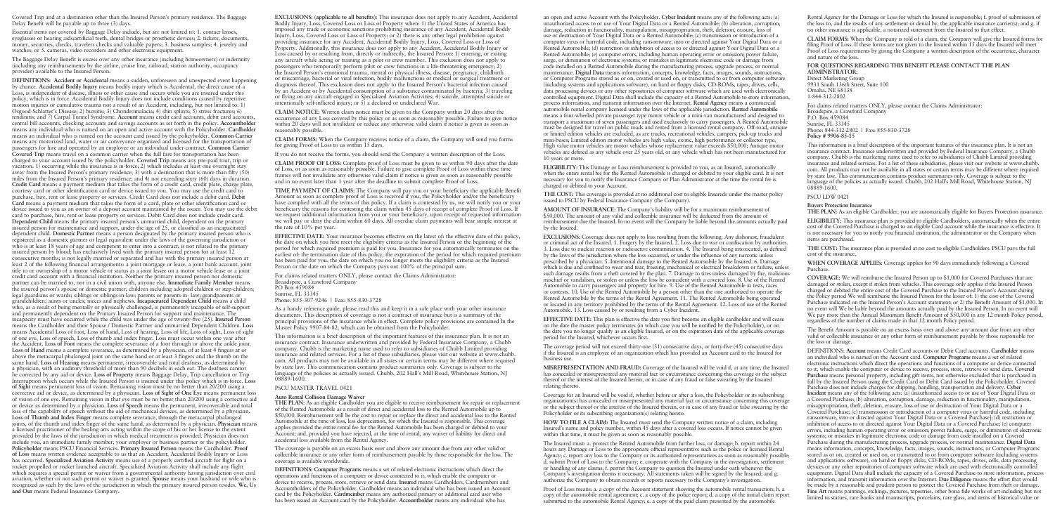Covered Trip and at a destination other than the Insured Person's primary residence. The Baggage Delay Benefit will be payable up to three (3) days.

Essential items not covered by Baggage Delay include, but are not limited to: 1. contact lenses, eyeglasses or hearing aidscartificial teeth, dental bridges or prosthetic devices; 2. tickets, documents, money, securities, checks, travelers checks and valuable papers; 3. business samples; 4. jewelry and watches; or 5. cameras, video recorders and other electronic equipment.

The Baggage Delay Benefit is excess over any other insurance (including homeowners) or indemnity (including any reimbursements by the airline, cruise line, railroad, station authority, occupancy provider) available to the Insured Person.

**DEFINITIONS: Accident** or **Accidental** means a sudden, unforeseen and unexpected event happening by chance. **Accidental Bodily Injury** means bodily injury which is Accidental, the direct cause of a Loss, is independent of disease, illness or other cause and occurs while you are insured under this policy, which is in force. Accidental Bodily Injury does not include conditions caused by repetitive motion injuries or cumulative trauma not a result of an Accident, including, but not limited to: 1) Osgood-Schlatter's Disease; 2) bursitis; 3) Chondromalacia; 4) shin splints; 5) stress fractures; 6) tendinitis; and 7) Carpal Tunnel Syndrome. **Account** means credit card accounts, debit card accounts, central bill accounts, checking accounts and savings accounts as set forth in the policy. **Accountholder** means any individual who is named on an open and active account with the Policyholder. **Cardholder** means an individual who is named on the account card issued by the policyholder. **Common Carrier** means any motorized land, water or air conveyance organized and licensed for the transportation of passengers for hire and operated by an employee or an individual under contract. **Common Carrier Covered Trip** means travel on a common carrier when the full fare for transportation has been charged to your account issued by the policyholder. **Covered Trip** means any pre-paid tour, trip or vacation: 1) occurring while the insurance is in-force; 2) which includes at least one overnight stay away from the Insured Person's primary residence; 3) with a destination that is more than fifty (50) miles from the Insured Person's primary residence; and 4) not exceeding sixty (60) days in duration. **Credit Card** means a payment medium that takes the form of a credit card, credit plate, charge plate, courtesy card or other identification card or device issued to you. You may use the credit card to purchase, hire, rent or lease property or services. Credit Card does not include a debit card. **Debit Card** means a payment medium that takes the form of a card, plate or other identification card or device issued to you as an owner of a deposit account maintained by the issuer. You may use the debit card to purchase, hire, rent or lease property or services. Debit Card does not include credit card. **Dependent Child** means the primary insured person's unmarried child, dependent on the primary insured person for maintenance and support, under the age of 25, or classified as an incapacitated dependent child. **Domestic Partner** means a person designated by the primary insured person who is registered as a domestic partner or legal equivalent under the laws of the governing jurisdiction or who is at least 18 years of age and competent to enter into a contract; is not related to the primary insured person by blood; has exclusively lived with the primary insured person for at least 12 consecutive months; is not legally married or separated and has with the primary insured person at least 2 of the following financial arrangements: a joint mortgage or lease, a joint bank account, joint title to or ownership of a motor vehicle or status as a joint lessee on a motor vehicle lease or a joint credit card account with a financial institution. Neither the primary insured person nor domestic partner can be married to, nor in a civil union with, anyone else. **Immediate Family Member** means the insured person's spouse or domestic partner; children including adopted children or step-children; legal guardians or wards; siblings or siblings-in-law; parents or parents-in-law; grandparents or grandchildren; aunts or uncles; nieces and nephews. **Incapacitated Dependent Child** means a child who, as a result of being mentally or physically challenged, is permanently incapable of self-support and permanently dependent on the Primary Insured Person for support and maintenance. The incapacity must have occurred while the child was under the age of twenty-five (25). **Insured Person** means the Cardholder and their Spouse / Domestic Partner and unmarried Dependent Children. **Loss** means Accidental Loss of foot, Loss of hand, Loss of hearing, Loss of life, Loss of sight, Loss of sight of one eye, Loss of speech, Loss of thumb and index finger. Loss must occur within one year after the Accident. **Loss of Foot** means the complete severance of a foot through or above the ankle joint. **Loss of Hand** means a complete severance, as determined by a physician, of at least 4 fingers at or above the metacarpal phalangeal joint on the same hand or at least 3 fingers and the thumb on the same hand. **Loss of Hearing** means permanent, irrecoverable and total deafness, as determined by a physician, with an auditory threshold of more than 90 decibels in each ear. The deafness cannot be corrected by any aid or device. **Loss of Property** means Baggage Delay, Trip cancellation or Trip Interruption which occurs while the Insured Person is insured under this policy which is in-force. **Loss of Sight** means permanent loss of vision. Remaining vision must be no better than 20/200 using a corrective aid or device, as determined by a physician. **Loss of Sight of One Eye** means permanent loss of vision of one eye. Remaining vision in that eye must be no better than 20/200 using a corrective aid or device as determined by a physician. **Loss of Speech** means the permanent, irrecoverable and total loss of the capability of speech without the aid of mechanical devices, as determined by a physician. **Loss of Thumb and Index Finger** means complete severance, through the metacarpal phalangeal joints, of the thumb and index finger of the same hand, as determined by a physician. **Physician** means a licensed practitioner of the healing arts acting within the scope of his or her license to the extent provided by the laws of the jurisdiction in which medical treatment is provided. Physician does not include you, an immediate family member, your employer or business partner or the policyholder. **Policyholder** means PSCU Financial Services. **Primary Insured Person** means the Cardholder. **Proof of Loss** means written evidence acceptable to us that an Accident, Accidental Bodily Injury or Loss has occurred. **Specialized Aviation Activity** means use of a properly certified aircraft for flight on a rocket propelled or rocket launched aircraft. Specialized Aviation Activity shall include any flight which requires a special permit or waiver from a governmental authority having jurisdiction over civil aviation, whether or not such permit or waiver is granted. **Spouse** means your husband or wife who is recognized as such by the laws of the jurisdiction in which the primary insured person resides. **We, Us and Our** means Federal Insurance Company.

**EXCLUSIONS: (applicable to all benefits):** This insurance does not apply to any Accident, Accidental Bodily Injury, Loss, Covered Loss or Loss of Property when: 1) the United States of America has imposed any trade or economic sanctions prohibiting insurance of any Accident, Accidental Bodily Injury, Loss, Covered Loss or Loss of Property; or 2) there is any other legal prohibition against providing insurance for any Accident, Accidental Bodily Injury, Loss, Covered Loss or Loss of Property. Additionally, this insurance does not apply to any Accident, Accidental Bodily Injury or Loss caused by or resulting from, directly or indirectly, the Insured Person: 1) entering, or exiting any aircraft while acting or training as a pilot or crew member. This exclusion does not apply to passengers who temporarily perform pilot or crew functions in a life-threatening emergency; 2) the Insured Person's emotional trauma, mental or physical illness, disease, pregnancy, childbirth or miscarriage, bacterial or viral infection, bodily malfunctions or medical or surgical treatment or diagnosis thereof. This exclusion does not apply to the Insured Person's bacterial infection caused by an Accident or by Accidental consumption of a substance contaminated by bacteria; 3) traveling or flying on any aircraft engaged in Specialized Aviation Activities; 4) suicide, attempted suicide or intentionally self-inflicted injury; or 5) a declared or undeclared War.

**CLAIM NOTICE:** Written claim notice must be given to the Company within 20 days after the occurrence of any Loss covered by this policy or as soon as reasonably possible. Failure to give notice within 20 days will not invalidate or reduce any otherwise valid claim if notice is given as soon as reasonably possible.

**CLAIM FORMS:** When the Company receives notice of a claim, the Company will send you forms for giving Proof of Loss to us within 15 days.

If you do not receive the forms, you should send the Company a written description of the Loss.

**CLAIM PROOF OF LOSS:** Complete proof of Loss must be given to us within 90 days after the date of Loss, or as soon as reasonably possible. Failure to give complete Proof of Loss within these time frames will not invalidate any otherwise valid claim if notice is given as soon as reasonably possible and in no event later than 1 year after the deadline to submit complete Proof of Loss.

**TIME PAYMENT OF CLAIMS:** The Company will pay you or your beneficiary the applicable Benefit Amount as soon as complete proof of Loss is received if you, the Policyholder and/or the beneficiary have complied with all the terms of this policy. If a claim is contested by us, we will notify you or your beneficiary the reasons for contesting the claim within 45 days of receipt of complete Proof of Loss. If we request additional information from you or your beneficiary, upon receipt of requested information we will pay or deny the claim within 60 days. All overdue claim payments will bear simple interest at the rate of 10% per year.

**EFFECTIVE DATE:** Your insurance becomes effective on the latest of: the effective date of this policy, the date on which you first meet the eligibility criteria as the Insured Person or the beginning of the period for which required premium is paid for you. Insurance for you automatically terminates on the earliest of: the termination date of this policy, the expiration of the period for which required premium has been paid for you, the date on which you no longer meets the eligibility criteria as the Insured Person or the date on which the Company pays out 100% of the principal sum.

For claims related matters ONLY, please contact The Claims Administrator:
Broadspire, a Crawford Company
PO Box 459084
Sunrise, FL 33345
Phone: 855-307-9246 | Fax: 855-830-3728

As a handy reference guide, please read this and keep it in a safe place with your other insurance documents. This description of coverage is not a contract of insurance but is a summary of the principal provisions of the insurance while in effect. Complete policy provisions are contained in the Master Policy 9907-84-82, which can be obtained from the Policyholder.

This information is a brief description of the important features of this insurance plan. It is not an insurance contract. Insurance underwritten and provided by Federal Insurance Company, a Chubb company. Chubb is the marketing name used to refer to subsidiaries of Chubb Limited providing insurance and related services. For a list of these subsidiaries, please visit our website at www.chubb.com. All products may not be available in all states or certain terms may be different where required by state law. This communication contains product summaries only. Coverage is subject to the language of the policies as actually issued. Chubb, 202 Hall's Mill Road, Whitehouse Station, NJ 08889-1600.

PSCU MASTER TRAVEL 0421

### Auto Rental Collision Damage Waiver

**THE PLAN:** As an eligible Cardholder you are eligible to receive reimbursement for repair or replacement of the Rented Automobile as a result of direct and accidental loss to the Rented Automobile up to $50,000. Reimbursement will be the cost to repair or replace the direct and accidental loss to the Rented Automobile at the time of loss, less depreciation, for which the Insured is responsible. This coverage applies provided the entire rental fee for the Rented Automobile has been charged or debited to your Account; and, provided you have rejected, at the time of rental, any waiver of liability for direct and accidental loss available from the Rental Agency.

The coverage is payable on an excess basis over and above any amount due from any other valid or collectible insurance or any other form of reimbursement payable by those responsible for the loss. The coverage is available worldwide.

**DEFINITIONS: Computer Programs** means a set of related electronic instructions which direct the operations and functions of a computer or device connected to it, which enable the computer or device to receive, process, store, retrieve or send data. **Insured** means Cardholders, Cardmembers and Accountholders of the Policyholder. **Cardholder** means an individual who has been issued an Account card by the Policyholder. **Cardmember** means any authorized primary or additional card user who has been issued an Account card by the Policyholder. **Accountholder** means any individual who has an open and active Account with the Policyholder. **Cyber Incident** means any of the following acts: (a) unauthorized access to or use of Your Digital Data or a Rented Automobile; (b) alteration, corruption, damage, reduction in functionality, manipulation, misappropriation, theft, deletion, erasure, loss of use or destruction of Your Digital Data or a Rented Automobile; (c) transmission or introduction of a computer virus or harmful code, including ransomware, into or directed against Your Digital Data or a Rented Automobile; (d) restriction or inhibition of access to or directed against Your Digital Data or a Rented Automobile; (e) computer errors, including human operating error or omission; power failure, surge, or diminution of electronic systems; or mistakes in legitimate electronic code or damage from code installed on a Rented Automobile during the manufacturing process, upgrade process, or normal maintenance. **Digital Data** means information, concepts, knowledge, facts, images, sounds, instructions, or Computer Programs stored as or on, created or used on, or transmitted to or from computer software (including systems and applications software), on hard or floppy disks, CD-ROMs, tapes, drives, cells, data processing devices or any other repositories of computer software which are used with electronically controlled equipment. Digital Data shall include the capacity of a Rented Automobile to store information, process information, and transmit information over the Internet. **Rental Agency** means a commercial automobile rental company licensed under the laws of the applicable jurisdiction. **Rented Automobile** means a four-wheeled private passenger type motor vehicle or a mini-van manufactured and designed to transport a maximum of seven passengers and used exclusively to carry passengers. A Rented Automobile must be designed for travel on public roads and rented from a licensed rental company. Off-road, antique or limited edition vehicles are excluded, as are trucks, recreational vehicles, campers, pick-up trucks and mini-buses; Limited edition motor vehicles are high value, exotic, high performance or collector type; High value motor vehicles are motor vehicles whose replacement value exceeds $50,000; Antique motor vehicles are defined as any vehicle over 25 years old, or any vehicle which has not been manufactured for 10 years or more.

**ELIGIBILITY:** This Damage or Loss reimbursement is provided to you, as an Insured, automatically when the entire rental fee for the Rented Automobile is charged or debited to your eligible card. It is not necessary for you to notify the Insurance Company or Plan Administrator at the time the rental fee is charged or debited to your Account.

**THE COST:** This coverage is provided at no additional cost to eligible Insureds under the master policy issued to PSCU by Federal Insurance Company (the Company).

**AMOUNT OF INSURANCE:** The Company's liability will be for a maximum reimbursement of $50,000. The amount of any valid and collectible insurance will be deducted from the amount of reimbursement due the Insured. In no event will the Company be liable beyond the amounts actually paid by the Insured.

**EXCLUSIONS:** Coverage does not apply to loss resulting from the following: Any dishonest, fraudulent or criminal act of the Insured. 1. Forgery by the Insured. 2. Loss due to war or confiscation by authorities. 3. Loss due to nuclear reaction or radioactive contamination. 4. The Insured being intoxicated, as defined by the laws of the jurisdiction where the loss occurred, or under the influence of any narcotic unless prescribed by a physician. 5. Intentional damage to the Rented Automobile by the Insured. 6. Damage which is due and confined to wear and tear, freezing, mechanical or electrical breakdown or failure, unless such damage results from a theft covered by the plan. 7. Damage to tires unless damaged by fire, malicious mischief or vandalism, or stolen or unless the loss be coincident with a covered loss. 8. Use of the Rented Automobile to carry passengers and property for hire. 9. Use of the Rented Automobile in tests, races or contests. 10. Use of the Rented Automobile by a person other than the one authorized to operate the Rented Automobile by the terms of the Rental Agreement. 11. The Rented Automobile being operated or located in any territory prohibited by the terms of the Rental Agreement. 12. Loss of use of the Rented Automobile. 13. Loss caused by or resulting from a Cyber Incident.

**EFFECTIVE DATE:** This plan is effective the date you first become an eligible cardholder and will cease on the date the master policy terminates (in which case you will be notified by the Policyholder), or on the date you no longer qualify as an eligible Insured, or on the expiration date of the applicable coverage period for the Insured, whichever occurs first.

The coverage period will not exceed thirty-one (31) consecutive days, or forty-five (45) consecutive days if the Insured is an employee of an organization which has provided an Account card to the Insured for business use.

**MISREPRESENTATION AND FRAUD:** Coverage of the Insured will be void if, at any time, the Insured has concealed or misrepresented any material fact or circumstance concerning this coverage or the subject thereof or the interest of the Insured herein, or in case of any fraud or false swearing by the Insured relating thereto.

Coverage for an Insured will be void if, whether before or after a loss, the Policyholder or its subscribing organization(s) has concealed or misrepresented any material fact or circumstance concerning this coverage or the subject thereof or the interest of the Insured therein, or in case of any fraud or false swearing by the Policyholder or its subscribing organization(s) relating thereto.

**HOW TO FILE A CLAIM:** The Insured must send the Company written notice of a claim, including Insured's name and policy number, within 45 days after a covered loss occurs. If notice cannot be given within that time, it must be given as soon as reasonably possible.

The Insured must: a. protect the Rented Automobile from further loss, or damage; b. report within 24 hours any Damage or Loss to the appropriate official representative such as the police or licensed Rental Agency; c. report any loss to the Company or its authorized representatives as soon as reasonably possible; d. submit Proof of Loss to the Company; e. cooperate with the Company in the investigation, settlement or handling of any claims; f. permit the Company to question the Insured under oath whenever the Company's investigation deems it necessary. All statements taken will be signed by the Insured; and g. authorize the Company to obtain records or reports necessary to the Company's investigation.

Proof of Loss means: a. a copy of the Account statement showing the automobile rental transaction; b. a copy of the automobile rental agreement; c. a copy of the police report; d. a copy of the initial claim report submitted to the automobile Rental Agency; e. a copy of the paid claim presented by the automobile Rental Agency for the Damage or Loss for which the Insured is responsible; f. proof of submission of the loss to, and the results of any settlement or denial by, the applicable insurance carrier(s); and g. if no other insurance is applicable, a notarized statement from the Insured to that effect.

**CLAIM FORMS:** When the Company is told of a claim, the Company will give the Insured forms for filing Proof of Loss. If these forms are not given to the Insured within 15 days the Insured will meet Proof of Loss requirements by giving the Company a written description of the occurrence, character and nature of the loss.

**FOR QUESTIONS REGARDING THIS BENEFIT PLEASE CONTACT THE PLAN ADMINISTRATOR:**
Direct Marketing Group
9931 South 136th Street, Suite 100
Omaha, NE 68138
1-844-312-2802

For claims related matters ONLY, please contact The Claims Administrator:
Broadspire, a Crawford Company
P.O. Box 459084
Sunrise, FL 33345
Phone: 844-312-2802 | Fax: 855-830-3728
**Policy # 9906-85-15**

This information is a brief description of the important features of this insurance plan. It is not an insurance contract. Insurance underwritten and provided by Federal Insurance Company, a Chubb company. Chubb is the marketing name used to refer to subsidiaries of Chubb Limited providing insurance and related services. For a list of these subsidiaries, please visit our website at www.chubb.com. All products may not be available in all states or certain terms may be different where required by state law. This communication contains product summaries only. Coverage is subject to the language of the policies as actually issued. Chubb, 202 Hall's Mill Road, Whitehouse Station, NJ 08889-1600.

PSCU LDW 0421

### Buyers Protection Insurance

**THE PLAN:** As an eligible Cardholder, you are automatically eligible for Buyers Protection insurance.

**ELIGIBILITY:** This insurance plan is provided to eligible Cardholders, automatically when the entire cost of the Covered Purchase is charged to an eligible Card account while the insurance is effective. It is not necessary for you to notify you financial institution, the administrator or the Company when items are purchased.

**THE COST:** This insurance plan is provided at no cost to eligible Cardholders. PSCU pays the full cost of the insurance.

**WHEN COVERAGE APPLIES:** Coverage applies for 90 days immediately following a Covered Purchase.

**COVERAGE:** We will reimburse the Insured Person up to $1,000 for Covered Purchases that are damaged or stolen, except if stolen from vehicles. This coverage only applies if the Insured Person charged or debited the entire cost of the Covered Purchase to the Insured Person's Account during the Policy period We will reimburse the Insured Person for the lesser of: 1) the cost of the Covered Purchase indicated on the Insured Person's Account statement; or 2) the Benefit Amount of $1,000. In no event will We be liable beyond the amounts actually paid by the Insured Person. In no event will We pay more than the Annual Maximum Benefit Amount of $50,000 in any 12 month Policy period, regardless of the number of claims made in that 12 month Policy period.

The Benefit Amount is payable on an excess basis over and above any amount due from any other valid or collectible insurance or any other form of reimbursement payable by those responsible for the loss or damage.

DEFINITIONS: **Account** means Credit Card accounts or Debit Card accounts. **Cardholder** means an individual who is named on the Account card. **Computer Programs** means a set of related electronic instructions which direct the operations and functions of a computer or device connected to it, which enable the computer or device to receive, process, store, retrieve or send data. **Covered Purchase** means personal property, including gift items, not otherwise excluded that is purchased in full by the Insured Person using the Credit Card or Debit Card issued by the Policyholder. Covered Purchase does not include charges for shipping, handling, transportation and delivery. **Cyber Incident** means any of the following acts: (a) unauthorized access to or use of Your Digital Data or a Covered Purchase; (b) alteration, corruption, damage, reduction in functionality, manipulation, misappropriation, theft, deletion, erasure, loss of use or destruction of Your Digital Data or a Covered Purchase; (c) transmission or introduction of a computer virus or harmful code, including ransomware, into or directed against Your Digital Data or a Covered Purchase; (d) restriction or inhibition of access to or directed against Your Digital Data or a Covered Purchase; (e) computer errors, including human operating error or omission; power failure, surge, or diminution of electronic systems; or mistakes in legitimate electronic code or damage from code installed on a Covered Purchase during the manufacturing process, upgrade process, or normal maintenance. **Digital Data** means information, concepts, knowledge, facts, images, sounds, instructions, or Computer Programs stored as or on, created or used on, or transmitted to or from computer software (including systems and applications software), on hard or floppy disks, CD-ROMs, tapes, drives, cells, data processing devices or any other repositories of computer software which are used with electronically controlled equipment. Digital Data shall include the capacity of a Covered Purchase to store information, process information, and transmit information over the Internet. **Due Diligence** means the effort that would be made by a reasonable and prudent person to protect the Covered Purchase from theft or damage. **Fine Art** means paintings, etchings, pictures, tapestries, other bona fide works of art including but not limited to statues, rare books and manuscripts, porcelains, rare glass, and items of historical value or